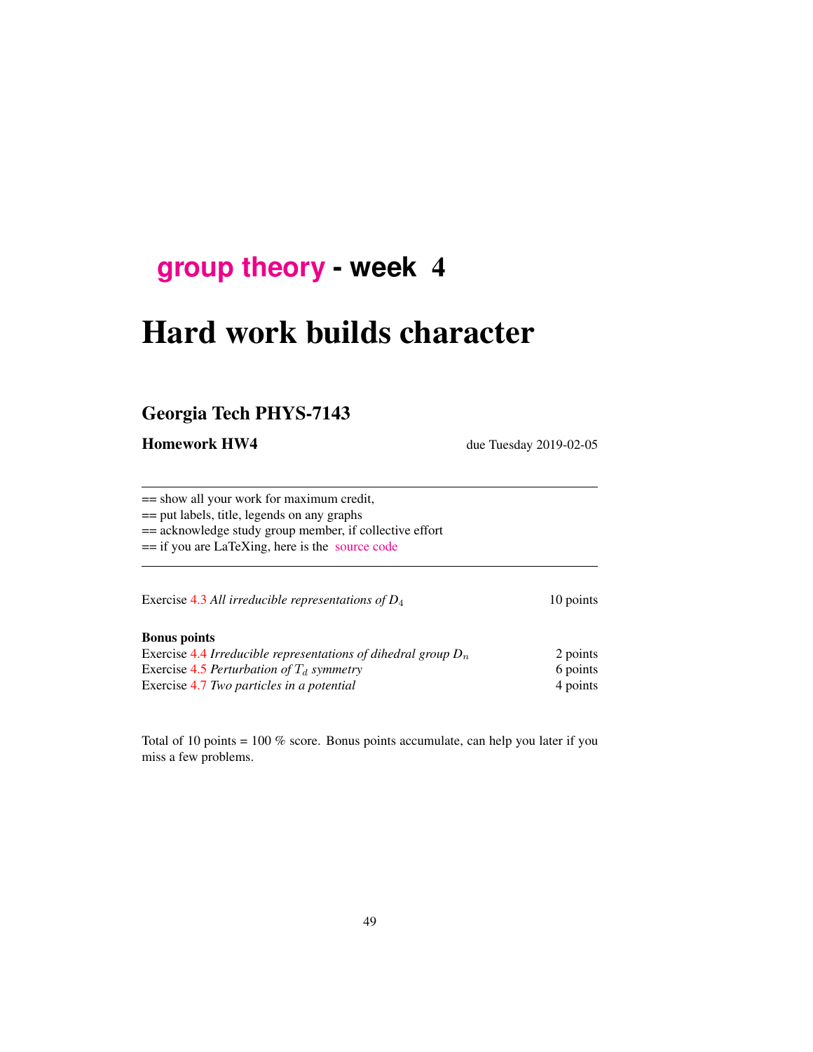## group theory - week 4

# Hard work builds character

## Georgia Tech PHYS-7143

**Homework HW4** due Tuesday 2019-02-05

---

== show all your work for maximum credit,
== put labels, title, legends on any graphs
== acknowledge study group member, if collective effort
== if you are LaTeXing, here is the source code

---

Exercise 4.3 *All irreducible representations of $D_4$* 10 points

**Bonus points**
Exercise 4.4 *Irreducible representations of dihedral group $D_n$* 2 points
Exercise 4.5 *Perturbation of $T_d$ symmetry* 6 points
Exercise 4.7 *Two particles in a potential* 4 points

Total of 10 points = 100 % score. Bonus points accumulate, can help you later if you miss a few problems.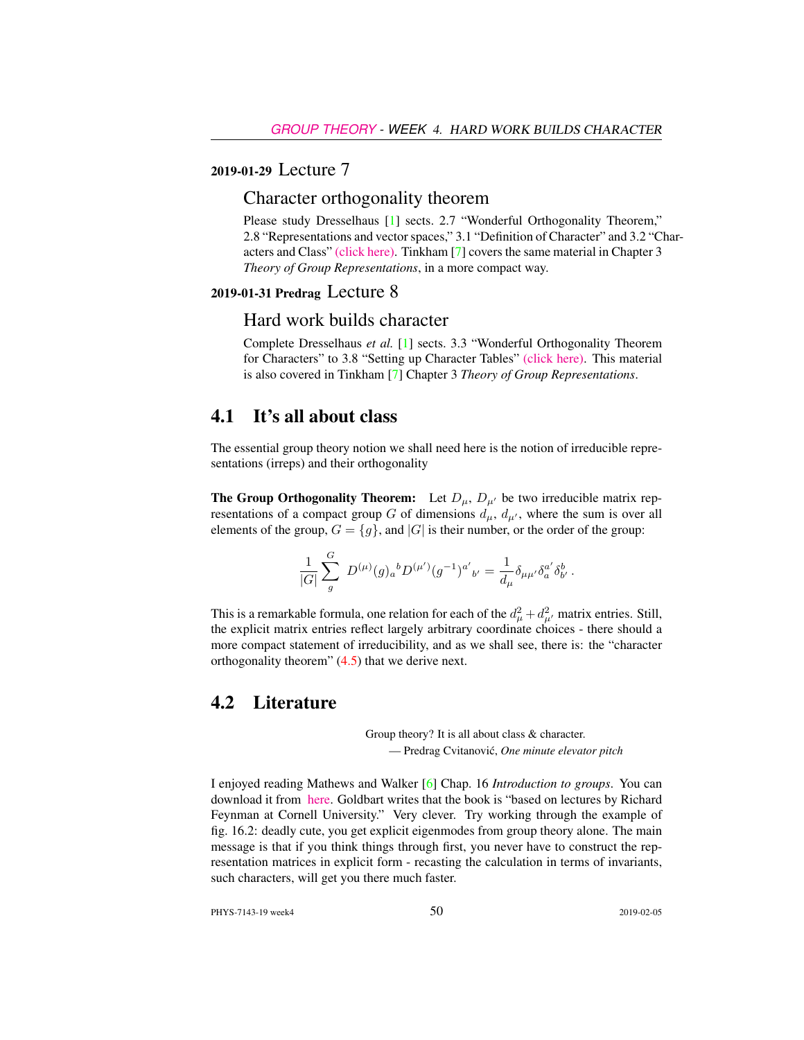## 2019-01-29 Lecture 7

### Character orthogonality theorem

Please study Dresselhaus [1] sects. 2.7 "Wonderful Orthogonality Theorem," 2.8 "Representations and vector spaces," 3.1 "Definition of Character" and 3.2 "Characters and Class" (click here). Tinkham [7] covers the same material in Chapter 3 *Theory of Group Representations*, in a more compact way.

## 2019-01-31 Predrag Lecture 8

### Hard work builds character

Complete Dresselhaus *et al.* [1] sects. 3.3 "Wonderful Orthogonality Theorem for Characters" to 3.8 "Setting up Character Tables" (click here). This material is also covered in Tinkham [7] Chapter 3 *Theory of Group Representations*.

## 4.1 It's all about class

The essential group theory notion we shall need here is the notion of irreducible representations (irreps) and their orthogonality

**The Group Orthogonality Theorem:** Let $D_\mu$, $D_{\mu'}$ be two irreducible matrix representations of a compact group $G$ of dimensions $d_\mu$, $d_{\mu'}$, where the sum is over all elements of the group, $G = \{g\}$, and $|G|$ is their number, or the order of the group:

$$\frac{1}{|G|}\sum_{g}^{G} D^{(\mu)}(g)_a{}^b D^{(\mu')}(g^{-1})^{a'}{}_{b'} = \frac{1}{d_\mu}\delta_{\mu\mu'}\delta_a^{a'}\delta_{b'}^{b} \,.$$

This is a remarkable formula, one relation for each of the $d_\mu^2 + d_{\mu'}^2$ matrix entries. Still, the explicit matrix entries reflect largely arbitrary coordinate choices - there should a more compact statement of irreducibility, and as we shall see, there is: the "character orthogonality theorem" (4.5) that we derive next.

## 4.2 Literature

> Group theory? It is all about class & character.
> — Predrag Cvitanović, *One minute elevator pitch*

I enjoyed reading Mathews and Walker [6] Chap. 16 *Introduction to groups*. You can download it from here. Goldbart writes that the book is "based on lectures by Richard Feynman at Cornell University." Very clever. Try working through the example of fig. 16.2: deadly cute, you get explicit eigenmodes from group theory alone. The main message is that if you think things through first, you never have to construct the representation matrices in explicit form - recasting the calculation in terms of invariants, such characters, will get you there much faster.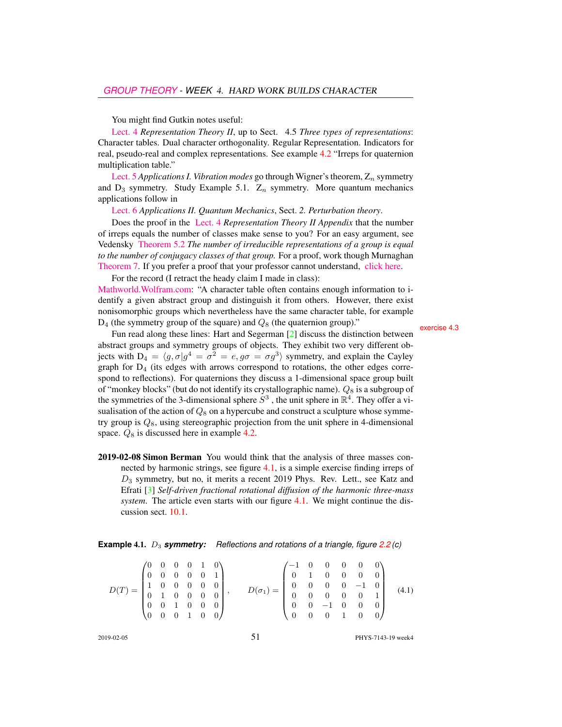You might find Gutkin notes useful:

Lect. 4 *Representation Theory II*, up to Sect. 4.5 *Three types of representations*: Character tables. Dual character orthogonality. Regular Representation. Indicators for real, pseudo-real and complex representations. See example 4.2 "Irreps for quaternion multiplication table."

Lect. 5 *Applications I. Vibration modes* go through Wigner's theorem, $Z_n$ symmetry and $D_3$ symmetry. Study Example 5.1. $Z_n$ symmetry. More quantum mechanics applications follow in

Lect. 6 *Applications II. Quantum Mechanics*, Sect. 2. *Perturbation theory*.

Does the proof in the Lect. 4 *Representation Theory II Appendix* that the number of irreps equals the number of classes make sense to you? For an easy argument, see Vedensky Theorem 5.2 *The number of irreducible representations of a group is equal to the number of conjugacy classes of that group.* For a proof, work though Murnaghan Theorem 7. If you prefer a proof that your professor cannot understand, click here.

For the record (I retract the heady claim I made in class):
Mathworld.Wolfram.com: "A character table often contains enough information to identify a given abstract group and distinguish it from others. However, there exist nonisomorphic groups which nevertheless have the same character table, for example $D_4$ (the symmetry group of the square) and $Q_8$ (the quaternion group)." exercise 4.3

Fun read along these lines: Hart and Segerman [2] discuss the distinction between abstract groups and symmetry groups of objects. They exhibit two very different objects with $D_4 = \langle g, \sigma | g^4 = \sigma^2 = e, g\sigma = \sigma g^3 \rangle$ symmetry, and explain the Cayley graph for $D_4$ (its edges with arrows correspond to rotations, the other edges correspond to reflections). For quaternions they discuss a 1-dimensional space group built of "monkey blocks" (but do not identify its crystallographic name). $Q_8$ is a subgroup of the symmetries of the 3-dimensional sphere $S^3$ , the unit sphere in $\mathbb{R}^4$. They offer a visualisation of the action of $Q_8$ on a hypercube and construct a sculpture whose symmetry group is $Q_8$, using stereographic projection from the unit sphere in 4-dimensional space. $Q_8$ is discussed here in example 4.2.

**2019-02-08 Simon Berman** You would think that the analysis of three masses connected by harmonic strings, see figure 4.1, is a simple exercise finding irreps of $D_3$ symmetry, but no, it merits a recent 2019 Phys. Rev. Lett., see Katz and Efrati [3] *Self-driven fractional rotational diffusion of the harmonic three-mass system*. The article even starts with our figure 4.1. We might continue the discussion sect. 10.1.

**Example 4.1.** $D_3$ ***symmetry:*** *Reflections and rotations of a triangle, figure 2.2 (c)*

$$D(T) = \begin{pmatrix} 0 & 0 & 0 & 0 & 1 & 0 \\ 0 & 0 & 0 & 0 & 0 & 1 \\ 1 & 0 & 0 & 0 & 0 & 0 \\ 0 & 1 & 0 & 0 & 0 & 0 \\ 0 & 0 & 1 & 0 & 0 & 0 \\ 0 & 0 & 0 & 1 & 0 & 0 \end{pmatrix}, \qquad D(\sigma_1) = \begin{pmatrix} -1 & 0 & 0 & 0 & 0 & 0 \\ 0 & 1 & 0 & 0 & 0 & 0 \\ 0 & 0 & 0 & 0 & -1 & 0 \\ 0 & 0 & 0 & 0 & 0 & 1 \\ 0 & 0 & -1 & 0 & 0 & 0 \\ 0 & 0 & 0 & 1 & 0 & 0 \end{pmatrix} \tag{4.1}$$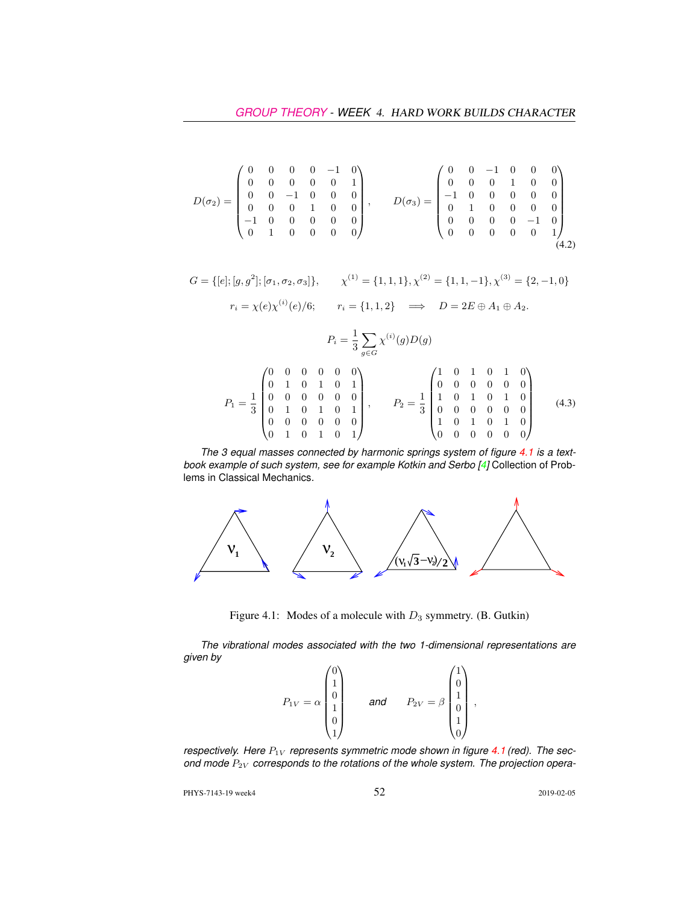$$
D(\sigma_2) = \begin{pmatrix} 0 & 0 & 0 & 0 & -1 & 0 \\ 0 & 0 & 0 & 0 & 0 & 1 \\ 0 & 0 & -1 & 0 & 0 & 0 \\ 0 & 0 & 0 & 1 & 0 & 0 \\ -1 & 0 & 0 & 0 & 0 & 0 \\ 0 & 1 & 0 & 0 & 0 & 0 \end{pmatrix}, \qquad D(\sigma_3) = \begin{pmatrix} 0 & 0 & -1 & 0 & 0 & 0 \\ 0 & 0 & 0 & 1 & 0 & 0 \\ -1 & 0 & 0 & 0 & 0 & 0 \\ 0 & 1 & 0 & 0 & 0 & 0 \\ 0 & 0 & 0 & 0 & -1 & 0 \\ 0 & 0 & 0 & 0 & 0 & 1 \end{pmatrix} \tag{4.2}
$$

$$
G = \{[e]; [g, g^2]; [\sigma_1, \sigma_2, \sigma_3]\}, \qquad \chi^{(1)} = \{1, 1, 1\}, \chi^{(2)} = \{1, 1, -1\}, \chi^{(3)} = \{2, -1, 0\}
$$

$$
r_i = \chi(e)\chi^{(i)}(e)/6; \qquad r_i = \{1, 1, 2\} \implies D = 2E \oplus A_1 \oplus A_2.
$$

$$
P_i = \frac{1}{3}\sum_{g \in G} \chi^{(i)}(g) D(g)
$$

$$
P_1 = \frac{1}{3}\begin{pmatrix} 0 & 0 & 0 & 0 & 0 & 0 \\ 0 & 1 & 0 & 1 & 0 & 1 \\ 0 & 0 & 0 & 0 & 0 & 0 \\ 0 & 1 & 0 & 1 & 0 & 1 \\ 0 & 0 & 0 & 0 & 0 & 0 \\ 0 & 1 & 0 & 1 & 0 & 1 \end{pmatrix}, \qquad P_2 = \frac{1}{3}\begin{pmatrix} 1 & 0 & 1 & 0 & 1 & 0 \\ 0 & 0 & 0 & 0 & 0 & 0 \\ 1 & 0 & 1 & 0 & 1 & 0 \\ 0 & 0 & 0 & 0 & 0 & 0 \\ 1 & 0 & 1 & 0 & 1 & 0 \\ 0 & 0 & 0 & 0 & 0 & 0 \end{pmatrix} \tag{4.3}
$$

*The 3 equal masses connected by harmonic springs system of figure 4.1 is a textbook example of such system, see for example Kotkin and Serbo [4]* Collection of Problems in Classical Mechanics.

Figure 4.1: Modes of a molecule with $D_3$ symmetry. (B. Gutkin)

*The vibrational modes associated with the two 1-dimensional representations are given by*

$$
P_{1V} = \alpha \begin{pmatrix} 0 \\ 1 \\ 0 \\ 1 \\ 0 \\ 1 \end{pmatrix} \qquad \textit{and} \qquad P_{2V} = \beta \begin{pmatrix} 1 \\ 0 \\ 1 \\ 0 \\ 1 \\ 0 \end{pmatrix},
$$

*respectively. Here $P_{1V}$ represents symmetric mode shown in figure 4.1 (red). The second mode $P_{2V}$ corresponds to the rotations of the whole system. The projection opera-*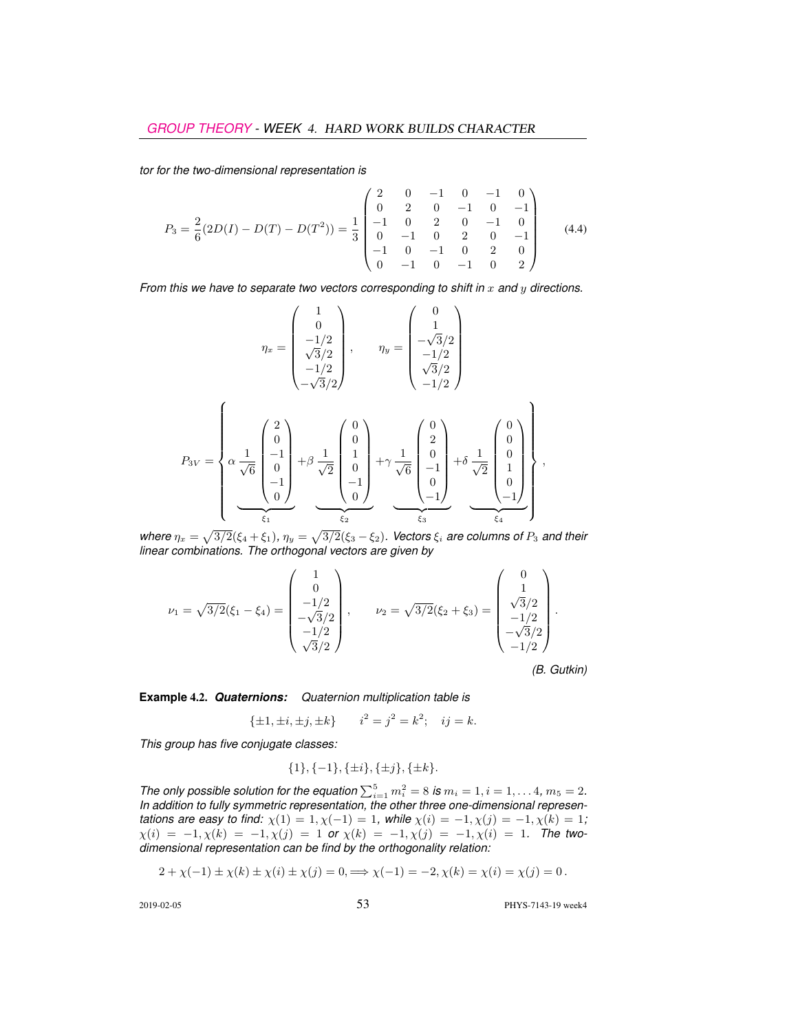*tor for the two-dimensional representation is*

$$P_3 = \frac{2}{6}(2D(I) - D(T) - D(T^2)) = \frac{1}{3}\begin{pmatrix} 2 & 0 & -1 & 0 & -1 & 0 \\ 0 & 2 & 0 & -1 & 0 & -1 \\ -1 & 0 & 2 & 0 & -1 & 0 \\ 0 & -1 & 0 & 2 & 0 & -1 \\ -1 & 0 & -1 & 0 & 2 & 0 \\ 0 & -1 & 0 & -1 & 0 & 2 \end{pmatrix} \tag{4.4}$$

*From this we have to separate two vectors corresponding to shift in $x$ and $y$ directions.*

$$\eta_x = \begin{pmatrix} 1 \\ 0 \\ -1/2 \\ \sqrt{3}/2 \\ -1/2 \\ -\sqrt{3}/2 \end{pmatrix}, \qquad \eta_y = \begin{pmatrix} 0 \\ 1 \\ -\sqrt{3}/2 \\ -1/2 \\ \sqrt{3}/2 \\ -1/2 \end{pmatrix}$$

$$P_{3V} = \left\{ \alpha \underbrace{\frac{1}{\sqrt{6}}\begin{pmatrix} 2 \\ 0 \\ -1 \\ 0 \\ -1 \\ 0 \end{pmatrix}}_{\xi_1} + \beta \underbrace{\frac{1}{\sqrt{2}}\begin{pmatrix} 0 \\ 0 \\ 1 \\ 0 \\ -1 \\ 0 \end{pmatrix}}_{\xi_2} + \gamma \underbrace{\frac{1}{\sqrt{6}}\begin{pmatrix} 0 \\ 2 \\ 0 \\ -1 \\ 0 \\ -1 \end{pmatrix}}_{\xi_3} + \delta \underbrace{\frac{1}{\sqrt{2}}\begin{pmatrix} 0 \\ 0 \\ 0 \\ 1 \\ 0 \\ -1 \end{pmatrix}}_{\xi_4} \right\},$$

*where $\eta_x = \sqrt{3/2}(\xi_4 + \xi_1)$, $\eta_y = \sqrt{3/2}(\xi_3 - \xi_2)$. Vectors $\xi_i$ are columns of $P_3$ and their linear combinations. The orthogonal vectors are given by*

$$\nu_1 = \sqrt{3/2}(\xi_1 - \xi_4) = \begin{pmatrix} 1 \\ 0 \\ -1/2 \\ -\sqrt{3}/2 \\ -1/2 \\ \sqrt{3}/2 \end{pmatrix}, \qquad \nu_2 = \sqrt{3/2}(\xi_2 + \xi_3) = \begin{pmatrix} 0 \\ 1 \\ \sqrt{3}/2 \\ -1/2 \\ -\sqrt{3}/2 \\ -1/2 \end{pmatrix}.$$

*(B. Gutkin)*

**Example 4.2.** ***Quaternions:*** *Quaternion multiplication table is*

$$\{\pm 1, \pm i, \pm j, \pm k\} \qquad i^2 = j^2 = k^2; \quad ij = k.$$

*This group has five conjugate classes:*

$$\{1\}, \{-1\}, \{\pm i\}, \{\pm j\}, \{\pm k\}.$$

*The only possible solution for the equation $\sum_{i=1}^{5} m_i^2 = 8$ is $m_i = 1, i = 1, \ldots 4$, $m_5 = 2$. In addition to fully symmetric representation, the other three one-dimensional representations are easy to find: $\chi(1) = 1, \chi(-1) = 1$, while $\chi(i) = -1, \chi(j) = -1, \chi(k) = 1$; $\chi(i) = -1, \chi(k) = -1, \chi(j) = 1$ or $\chi(k) = -1, \chi(j) = -1, \chi(i) = 1$. The two-dimensional representation can be find by the orthogonality relation:*

$$2 + \chi(-1) \pm \chi(k) \pm \chi(i) \pm \chi(j) = 0, \Longrightarrow \chi(-1) = -2, \chi(k) = \chi(i) = \chi(j) = 0\,.$$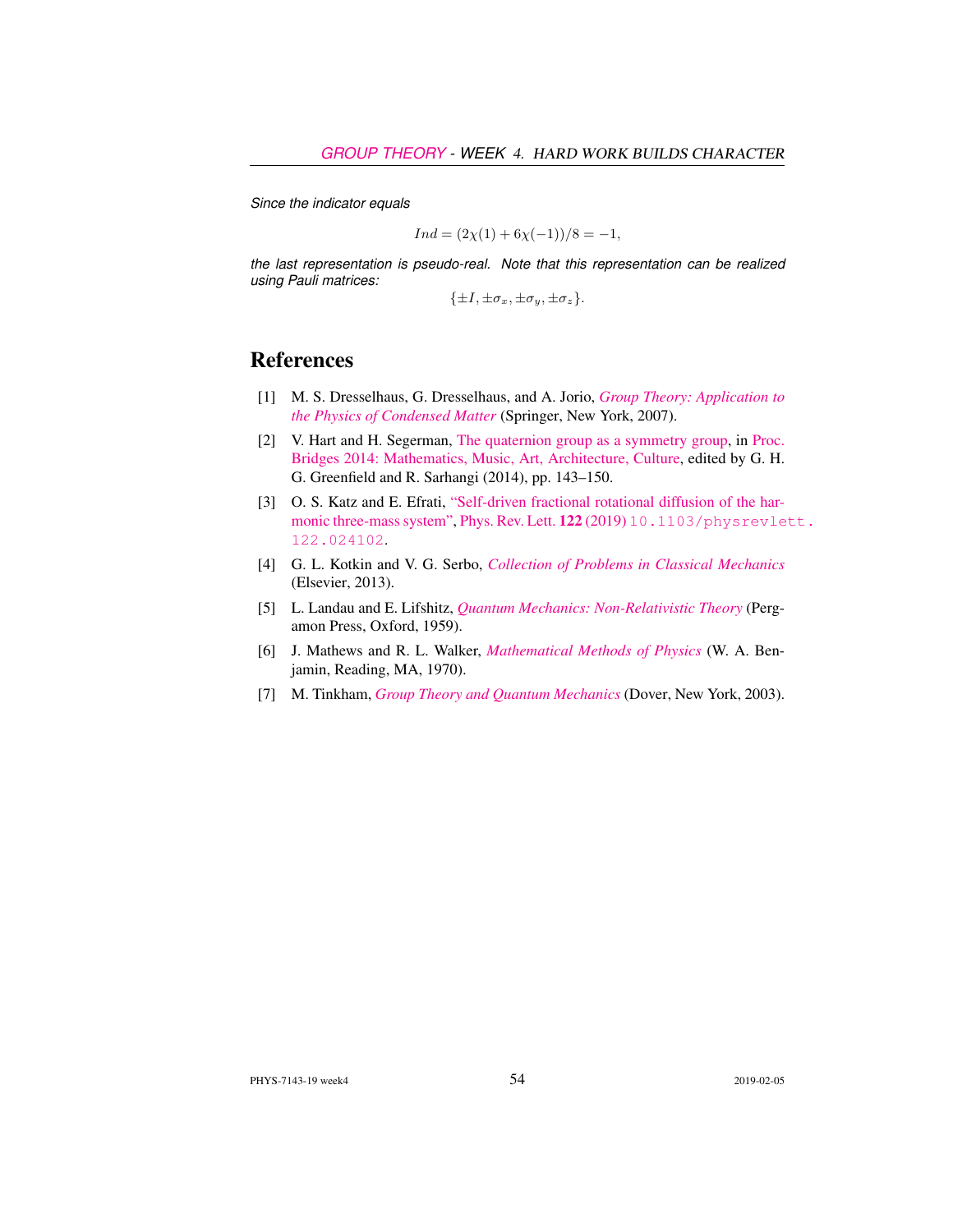*Since the indicator equals*

$$Ind = (2\chi(1) + 6\chi(-1))/8 = -1,$$

*the last representation is pseudo-real. Note that this representation can be realized using Pauli matrices:*

$$\{\pm I, \pm\sigma_x, \pm\sigma_y, \pm\sigma_z\}.$$

# References

[1] M. S. Dresselhaus, G. Dresselhaus, and A. Jorio, *Group Theory: Application to the Physics of Condensed Matter* (Springer, New York, 2007).

[2] V. Hart and H. Segerman, The quaternion group as a symmetry group, in Proc. Bridges 2014: Mathematics, Music, Art, Architecture, Culture, edited by G. H. G. Greenfield and R. Sarhangi (2014), pp. 143–150.

[3] O. S. Katz and E. Efrati, "Self-driven fractional rotational diffusion of the harmonic three-mass system", Phys. Rev. Lett. **122** (2019) 10.1103/physrevlett.122.024102.

[4] G. L. Kotkin and V. G. Serbo, *Collection of Problems in Classical Mechanics* (Elsevier, 2013).

[5] L. Landau and E. Lifshitz, *Quantum Mechanics: Non-Relativistic Theory* (Pergamon Press, Oxford, 1959).

[6] J. Mathews and R. L. Walker, *Mathematical Methods of Physics* (W. A. Benjamin, Reading, MA, 1970).

[7] M. Tinkham, *Group Theory and Quantum Mechanics* (Dover, New York, 2003).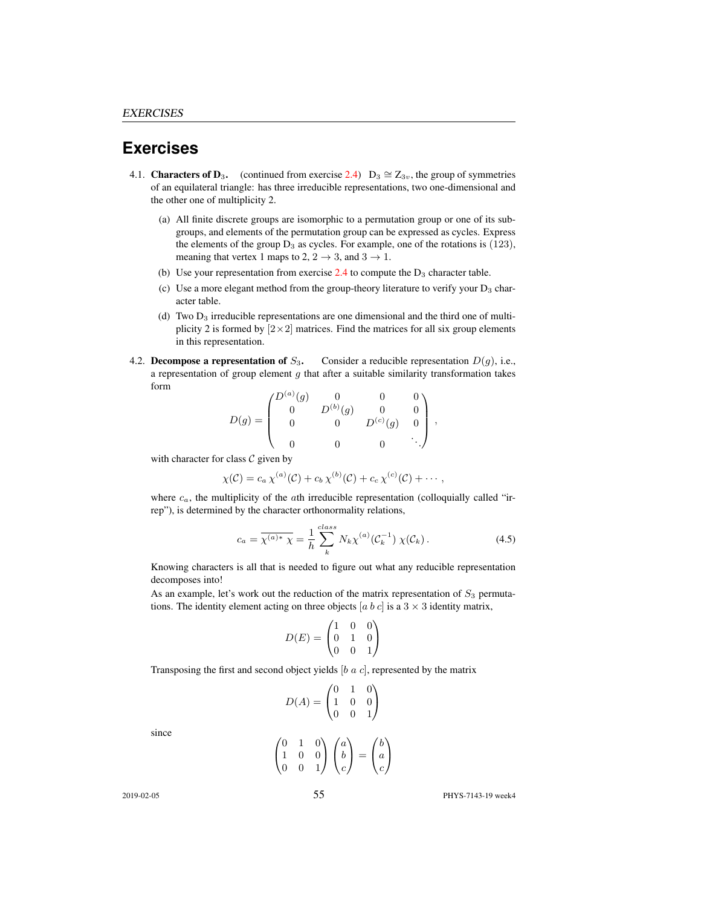# Exercises

4.1. **Characters of $D_3$.** (continued from exercise 2.4) $D_3 \cong Z_{3v}$, the group of symmetries of an equilateral triangle: has three irreducible representations, two one-dimensional and the other one of multiplicity 2.

(a) All finite discrete groups are isomorphic to a permutation group or one of its subgroups, and elements of the permutation group can be expressed as cycles. Express the elements of the group $D_3$ as cycles. For example, one of the rotations is $(123)$, meaning that vertex 1 maps to 2, $2 \to 3$, and $3 \to 1$.

(b) Use your representation from exercise 2.4 to compute the $D_3$ character table.

(c) Use a more elegant method from the group-theory literature to verify your $D_3$ character table.

(d) Two $D_3$ irreducible representations are one dimensional and the third one of multiplicity 2 is formed by $[2\times 2]$ matrices. Find the matrices for all six group elements in this representation.

4.2. **Decompose a representation of $S_3$.** Consider a reducible representation $D(g)$, i.e., a representation of group element $g$ that after a suitable similarity transformation takes form

$$D(g) = \begin{pmatrix} D^{(a)}(g) & 0 & 0 & 0 \\ 0 & D^{(b)}(g) & 0 & 0 \\ 0 & 0 & D^{(c)}(g) & 0 \\ 0 & 0 & 0 & \ddots \end{pmatrix} ,$$

with character for class $\mathcal{C}$ given by

$$\chi(\mathcal{C}) = c_a\, \chi^{(a)}(\mathcal{C}) + c_b\, \chi^{(b)}(\mathcal{C}) + c_c\, \chi^{(c)}(\mathcal{C}) + \cdots ,$$

where $c_a$, the multiplicity of the $a$th irreducible representation (colloquially called "irrep"), is determined by the character orthonormality relations,

$$c_a = \overline{\chi^{(a)*}\, \chi} = \frac{1}{h} \sum_{k}^{class} N_k \chi^{(a)}(\mathcal{C}_k^{-1})\, \chi(\mathcal{C}_k) . \tag{4.5}$$

Knowing characters is all that is needed to figure out what any reducible representation decomposes into!

As an example, let's work out the reduction of the matrix representation of $S_3$ permutations. The identity element acting on three objects $[a\ b\ c]$ is a $3\times 3$ identity matrix,

$$D(E) = \begin{pmatrix} 1 & 0 & 0 \\ 0 & 1 & 0 \\ 0 & 0 & 1 \end{pmatrix}$$

Transposing the first and second object yields $[b\ a\ c]$, represented by the matrix

$$D(A) = \begin{pmatrix} 0 & 1 & 0 \\ 1 & 0 & 0 \\ 0 & 0 & 1 \end{pmatrix}$$

since

$$\begin{pmatrix} 0 & 1 & 0 \\ 1 & 0 & 0 \\ 0 & 0 & 1 \end{pmatrix} \begin{pmatrix} a \\ b \\ c \end{pmatrix} = \begin{pmatrix} b \\ a \\ c \end{pmatrix}$$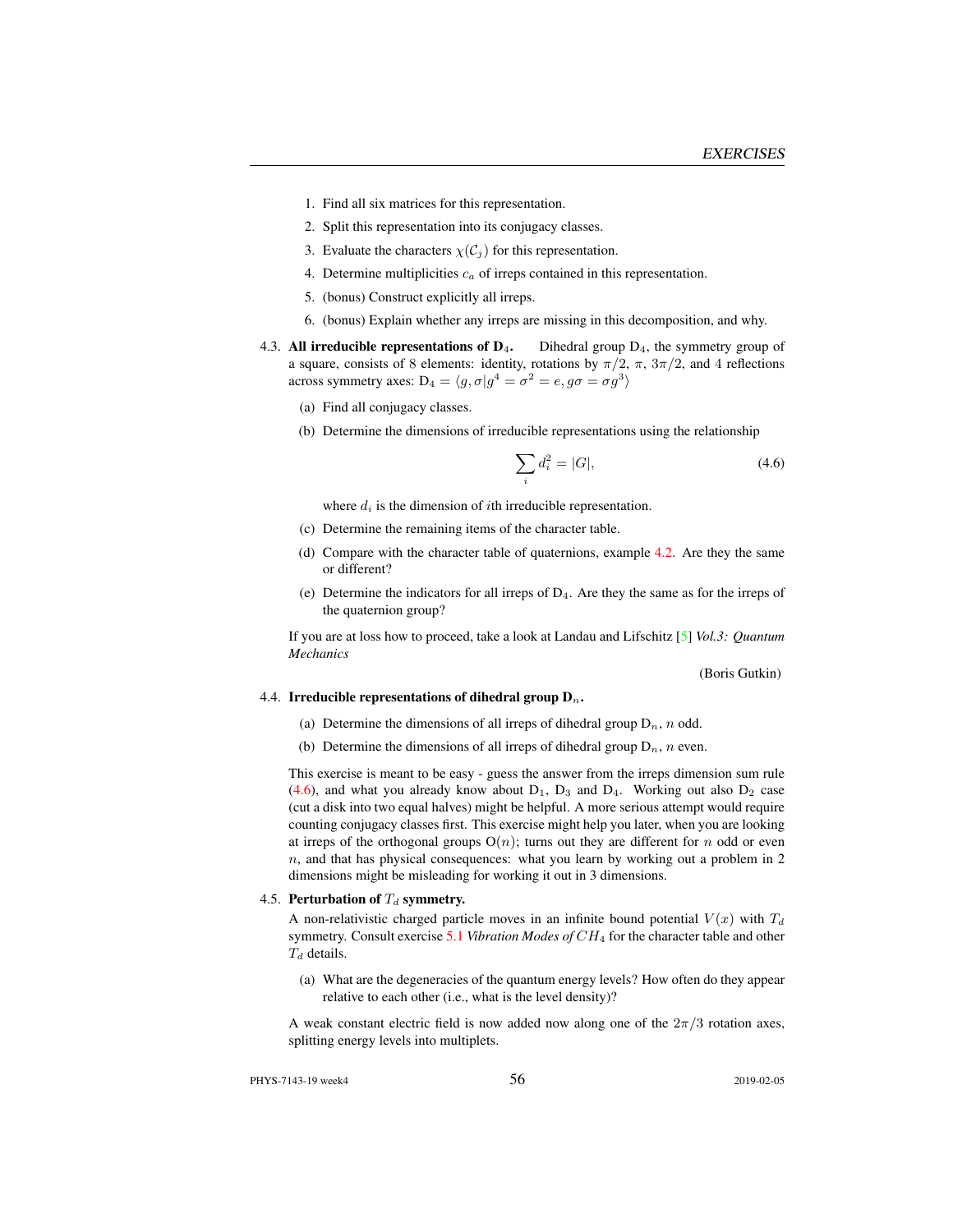1. Find all six matrices for this representation.
2. Split this representation into its conjugacy classes.
3. Evaluate the characters $\chi(\mathcal{C}_j)$ for this representation.
4. Determine multiplicities $c_a$ of irreps contained in this representation.
5. (bonus) Construct explicitly all irreps.
6. (bonus) Explain whether any irreps are missing in this decomposition, and why.

4.3. **All irreducible representations of $D_4$.** Dihedral group $D_4$, the symmetry group of a square, consists of 8 elements: identity, rotations by $\pi/2$, $\pi$, $3\pi/2$, and 4 reflections across symmetry axes: $D_4 = \langle g, \sigma | g^4 = \sigma^2 = e, g\sigma = \sigma g^3 \rangle$

(a) Find all conjugacy classes.

(b) Determine the dimensions of irreducible representations using the relationship

$$\sum_i d_i^2 = |G|, \tag{4.6}$$

where $d_i$ is the dimension of $i$th irreducible representation.

(c) Determine the remaining items of the character table.

(d) Compare with the character table of quaternions, example 4.2. Are they the same or different?

(e) Determine the indicators for all irreps of $D_4$. Are they the same as for the irreps of the quaternion group?

If you are at loss how to proceed, take a look at Landau and Lifschitz [5] *Vol.3: Quantum Mechanics*

(Boris Gutkin)

4.4. **Irreducible representations of dihedral group $D_n$.**

(a) Determine the dimensions of all irreps of dihedral group $D_n$, $n$ odd.

(b) Determine the dimensions of all irreps of dihedral group $D_n$, $n$ even.

This exercise is meant to be easy - guess the answer from the irreps dimension sum rule (4.6), and what you already know about $D_1$, $D_3$ and $D_4$. Working out also $D_2$ case (cut a disk into two equal halves) might be helpful. A more serious attempt would require counting conjugacy classes first. This exercise might help you later, when you are looking at irreps of the orthogonal groups $O(n)$; turns out they are different for $n$ odd or even $n$, and that has physical consequences: what you learn by working out a problem in 2 dimensions might be misleading for working it out in 3 dimensions.

4.5. **Perturbation of $T_d$ symmetry.**

A non-relativistic charged particle moves in an infinite bound potential $V(x)$ with $T_d$ symmetry. Consult exercise 5.1 *Vibration Modes of $CH_4$* for the character table and other $T_d$ details.

(a) What are the degeneracies of the quantum energy levels? How often do they appear relative to each other (i.e., what is the level density)?

A weak constant electric field is now added now along one of the $2\pi/3$ rotation axes, splitting energy levels into multiplets.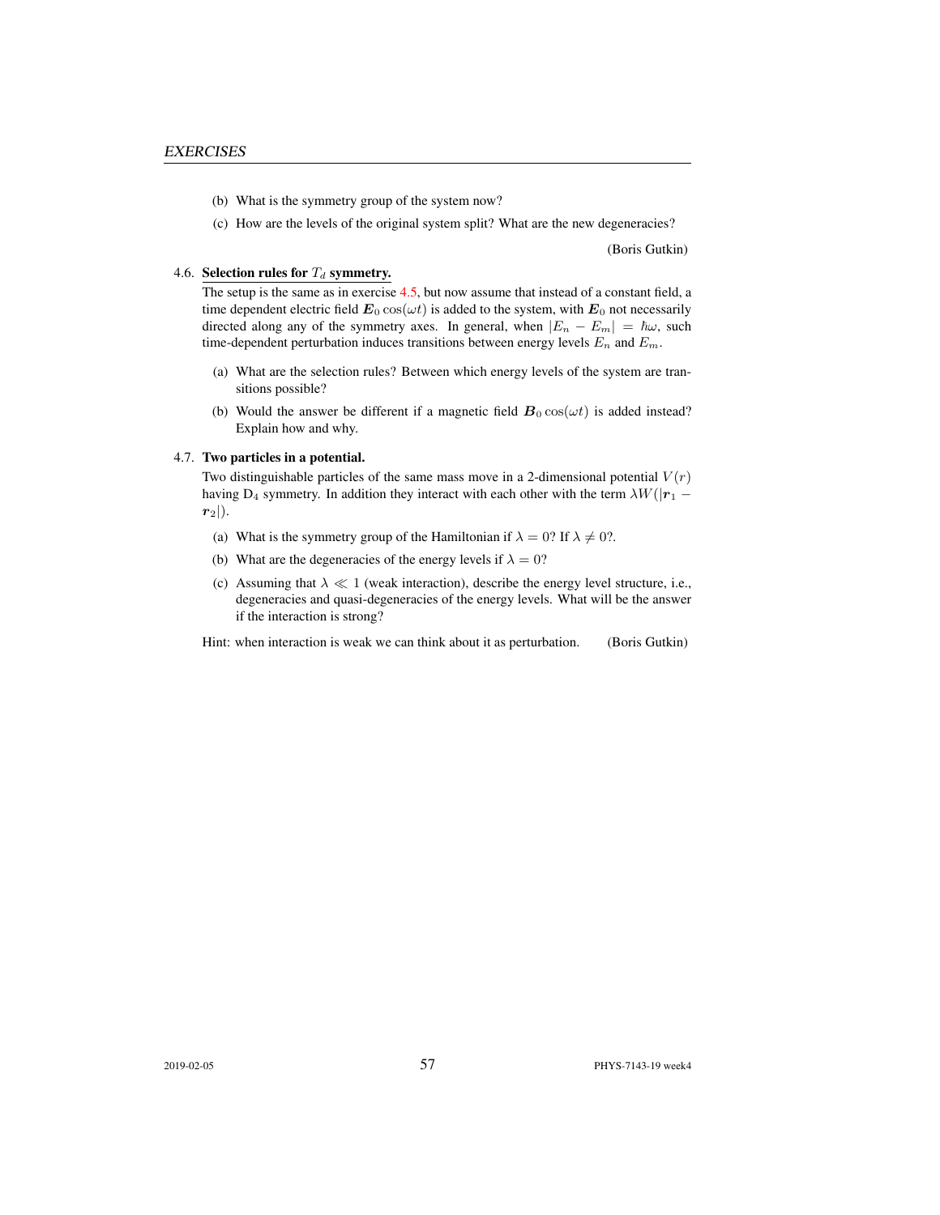(b) What is the symmetry group of the system now?

(c) How are the levels of the original system split? What are the new degeneracies?

(Boris Gutkin)

4.6. **Selection rules for $T_d$ symmetry.**

The setup is the same as in exercise 4.5, but now assume that instead of a constant field, a time dependent electric field $\boldsymbol{E}_0 \cos(\omega t)$ is added to the system, with $\boldsymbol{E}_0$ not necessarily directed along any of the symmetry axes. In general, when $|E_n - E_m| = \hbar\omega$, such time-dependent perturbation induces transitions between energy levels $E_n$ and $E_m$.

(a) What are the selection rules? Between which energy levels of the system are transitions possible?

(b) Would the answer be different if a magnetic field $\boldsymbol{B}_0 \cos(\omega t)$ is added instead? Explain how and why.

4.7. **Two particles in a potential.**

Two distinguishable particles of the same mass move in a 2-dimensional potential $V(r)$ having $D_4$ symmetry. In addition they interact with each other with the term $\lambda W(|\boldsymbol{r}_1 - \boldsymbol{r}_2|)$.

(a) What is the symmetry group of the Hamiltonian if $\lambda = 0$? If $\lambda \neq 0$?.

(b) What are the degeneracies of the energy levels if $\lambda = 0$?

(c) Assuming that $\lambda \ll 1$ (weak interaction), describe the energy level structure, i.e., degeneracies and quasi-degeneracies of the energy levels. What will be the answer if the interaction is strong?

Hint: when interaction is weak we can think about it as perturbation. (Boris Gutkin)